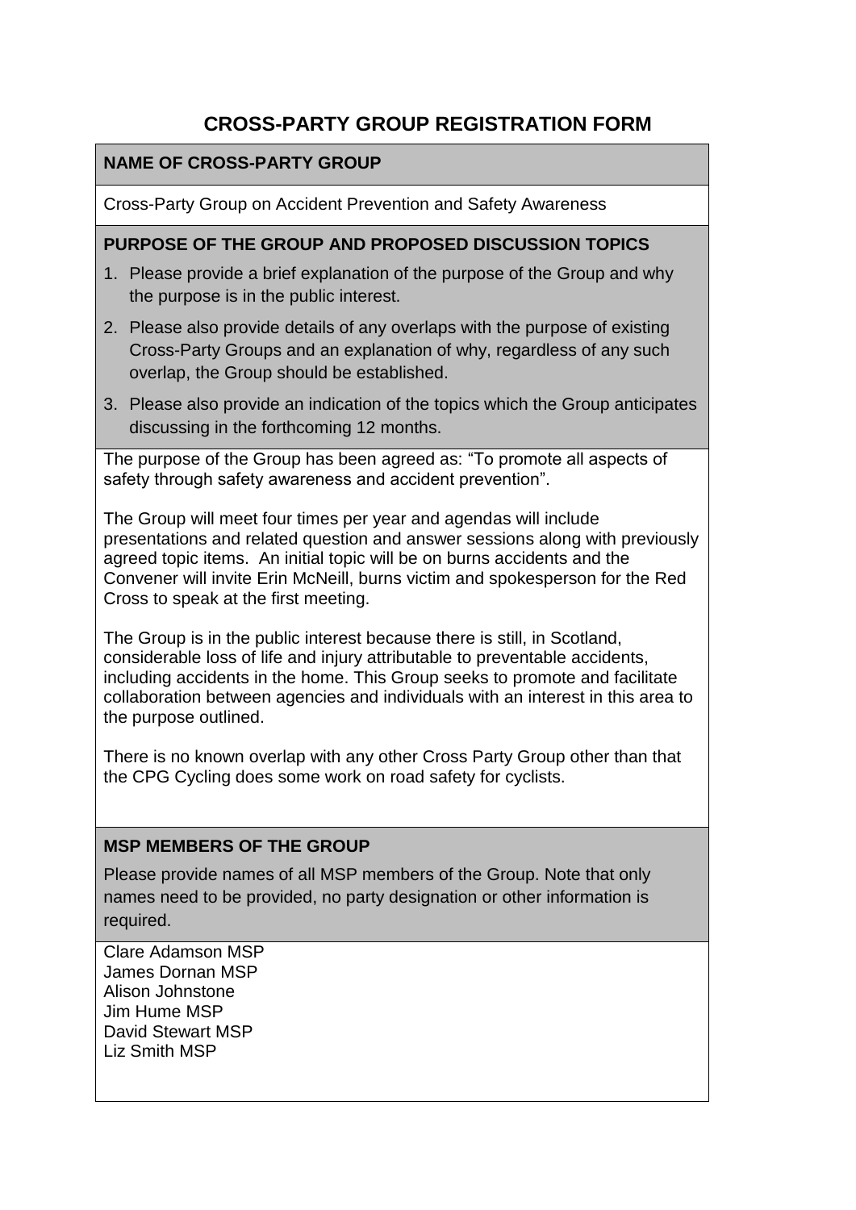# CROSS-PARTY GROUP REGISTRATION FORM

## NAME OF CROSS-PARTY GROUP

Cross-Party Group on Accident Prevention and Safety Awareness

## PURPOSE OF THE GROUP AND PROPOSED DISCUSSION TOPICS

1. Please provide a brief explanation of the purpose of the Group and why the purpose is in the public interest.
2. Please also provide details of any overlaps with the purpose of existing Cross-Party Groups and an explanation of why, regardless of any such overlap, the Group should be established.
3. Please also provide an indication of the topics which the Group anticipates discussing in the forthcoming 12 months.

The purpose of the Group has been agreed as: "To promote all aspects of safety through safety awareness and accident prevention".

The Group will meet four times per year and agendas will include presentations and related question and answer sessions along with previously agreed topic items. An initial topic will be on burns accidents and the Convener will invite Erin McNeill, burns victim and spokesperson for the Red Cross to speak at the first meeting.

The Group is in the public interest because there is still, in Scotland, considerable loss of life and injury attributable to preventable accidents, including accidents in the home. This Group seeks to promote and facilitate collaboration between agencies and individuals with an interest in this area to the purpose outlined.

There is no known overlap with any other Cross Party Group other than that the CPG Cycling does some work on road safety for cyclists.

## MSP MEMBERS OF THE GROUP

Please provide names of all MSP members of the Group. Note that only names need to be provided, no party designation or other information is required.

Clare Adamson MSP
James Dornan MSP
Alison Johnstone
Jim Hume MSP
David Stewart MSP
Liz Smith MSP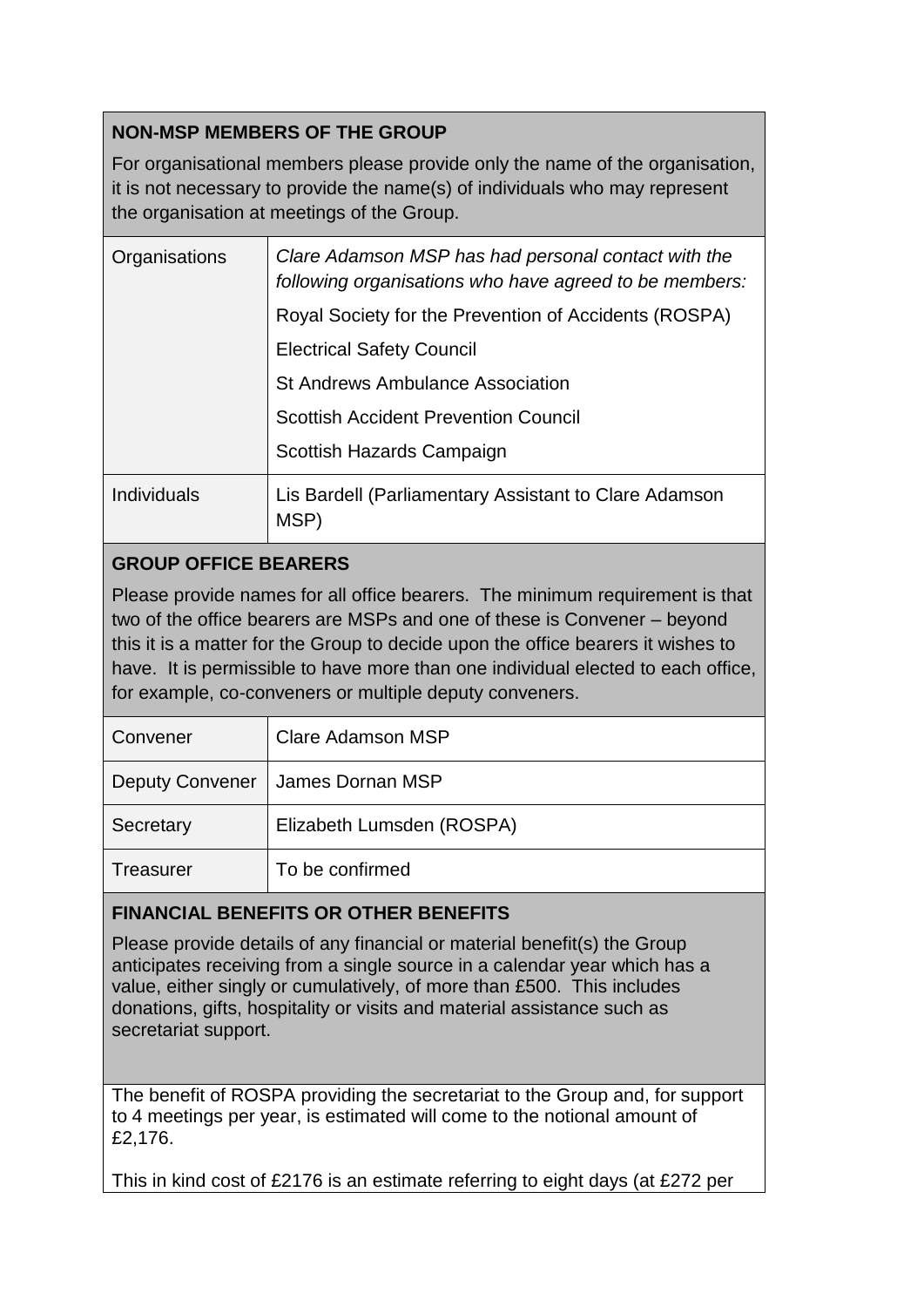**NON-MSP MEMBERS OF THE GROUP**

For organisational members please provide only the name of the organisation, it is not necessary to provide the name(s) of individuals who may represent the organisation at meetings of the Group.

| | |
|---|---|
| Organisations | *Clare Adamson MSP has had personal contact with the following organisations who have agreed to be members:*<br>Royal Society for the Prevention of Accidents (ROSPA)<br>Electrical Safety Council<br>St Andrews Ambulance Association<br>Scottish Accident Prevention Council<br>Scottish Hazards Campaign |
| Individuals | Lis Bardell (Parliamentary Assistant to Clare Adamson MSP) |

**GROUP OFFICE BEARERS**

Please provide names for all office bearers. The minimum requirement is that two of the office bearers are MSPs and one of these is Convener – beyond this it is a matter for the Group to decide upon the office bearers it wishes to have. It is permissible to have more than one individual elected to each office, for example, co-conveners or multiple deputy conveners.

| | |
|---|---|
| Convener | Clare Adamson MSP |
| Deputy Convener | James Dornan MSP |
| Secretary | Elizabeth Lumsden (ROSPA) |
| Treasurer | To be confirmed |

**FINANCIAL BENEFITS OR OTHER BENEFITS**

Please provide details of any financial or material benefit(s) the Group anticipates receiving from a single source in a calendar year which has a value, either singly or cumulatively, of more than £500. This includes donations, gifts, hospitality or visits and material assistance such as secretariat support.

The benefit of ROSPA providing the secretariat to the Group and, for support to 4 meetings per year, is estimated will come to the notional amount of £2,176.

This in kind cost of £2176 is an estimate referring to eight days (at £272 per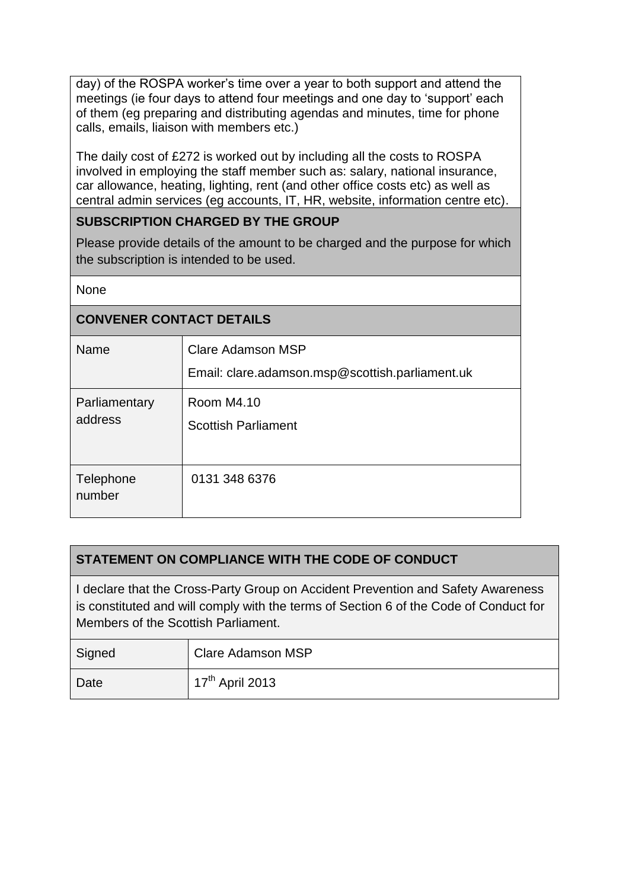day) of the ROSPA worker's time over a year to both support and attend the meetings (ie four days to attend four meetings and one day to 'support' each of them (eg preparing and distributing agendas and minutes, time for phone calls, emails, liaison with members etc.)

The daily cost of £272 is worked out by including all the costs to ROSPA involved in employing the staff member such as: salary, national insurance, car allowance, heating, lighting, rent (and other office costs etc) as well as central admin services (eg accounts, IT, HR, website, information centre etc).

## SUBSCRIPTION CHARGED BY THE GROUP

Please provide details of the amount to be charged and the purpose for which the subscription is intended to be used.

None

## CONVENER CONTACT DETAILS

| | |
|---|---|
| Name | Clare Adamson MSP<br>Email: clare.adamson.msp@scottish.parliament.uk |
| Parliamentary address | Room M4.10<br>Scottish Parliament |
| Telephone number | 0131 348 6376 |

## STATEMENT ON COMPLIANCE WITH THE CODE OF CONDUCT

I declare that the Cross-Party Group on Accident Prevention and Safety Awareness is constituted and will comply with the terms of Section 6 of the Code of Conduct for Members of the Scottish Parliament.

| | |
|---|---|
| Signed | Clare Adamson MSP |
| Date | 17th April 2013 |